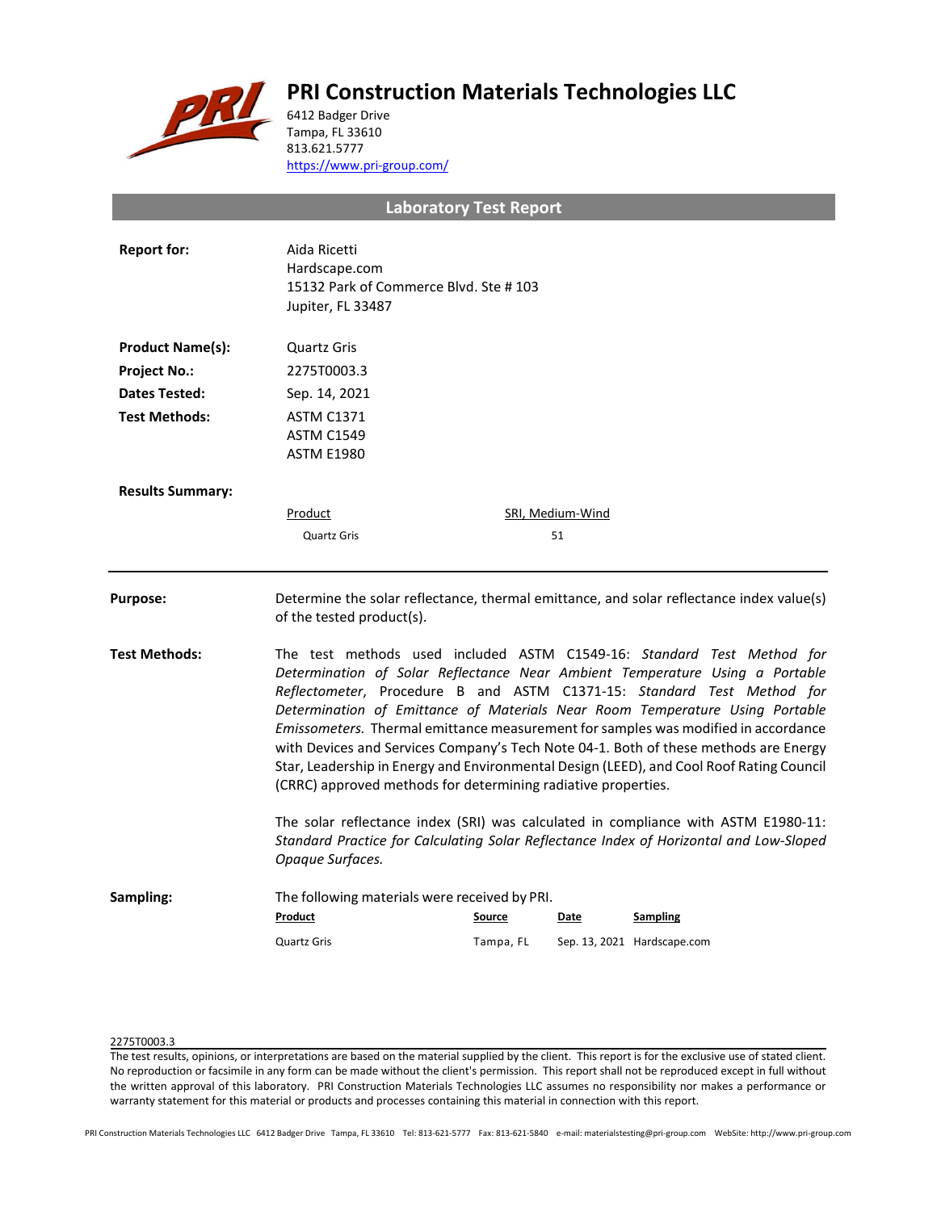# PRI Construction Materials Technologies LLC

6412 Badger Drive
Tampa, FL 33610
813.621.5777
https://www.pri-group.com/

## Laboratory Test Report

**Report for:** Aida Ricetti
Hardscape.com
15132 Park of Commerce Blvd. Ste # 103
Jupiter, FL 33487

**Product Name(s):** Quartz Gris

**Project No.:** 2275T0003.3

**Dates Tested:** Sep. 14, 2021

**Test Methods:** ASTM C1371
ASTM C1549
ASTM E1980

**Results Summary:**

| Product | SRI, Medium-Wind |
| --- | --- |
| Quartz Gris | 51 |

---

**Purpose:** Determine the solar reflectance, thermal emittance, and solar reflectance index value(s) of the tested product(s).

**Test Methods:** The test methods used included ASTM C1549-16: *Standard Test Method for Determination of Solar Reflectance Near Ambient Temperature Using a Portable Reflectometer*, Procedure B and ASTM C1371-15: *Standard Test Method for Determination of Emittance of Materials Near Room Temperature Using Portable Emissometers.* Thermal emittance measurement for samples was modified in accordance with Devices and Services Company's Tech Note 04-1. Both of these methods are Energy Star, Leadership in Energy and Environmental Design (LEED), and Cool Roof Rating Council (CRRC) approved methods for determining radiative properties.

The solar reflectance index (SRI) was calculated in compliance with ASTM E1980-11: *Standard Practice for Calculating Solar Reflectance Index of Horizontal and Low-Sloped Opaque Surfaces.*

**Sampling:** The following materials were received by PRI.

| Product | Source | Date | Sampling |
| --- | --- | --- | --- |
| Quartz Gris | Tampa, FL | Sep. 13, 2021 | Hardscape.com |

2275T0003.3

The test results, opinions, or interpretations are based on the material supplied by the client. This report is for the exclusive use of stated client. No reproduction or facsimile in any form can be made without the client's permission. This report shall not be reproduced except in full without the written approval of this laboratory. PRI Construction Materials Technologies LLC assumes no responsibility nor makes a performance or warranty statement for this material or products and processes containing this material in connection with this report.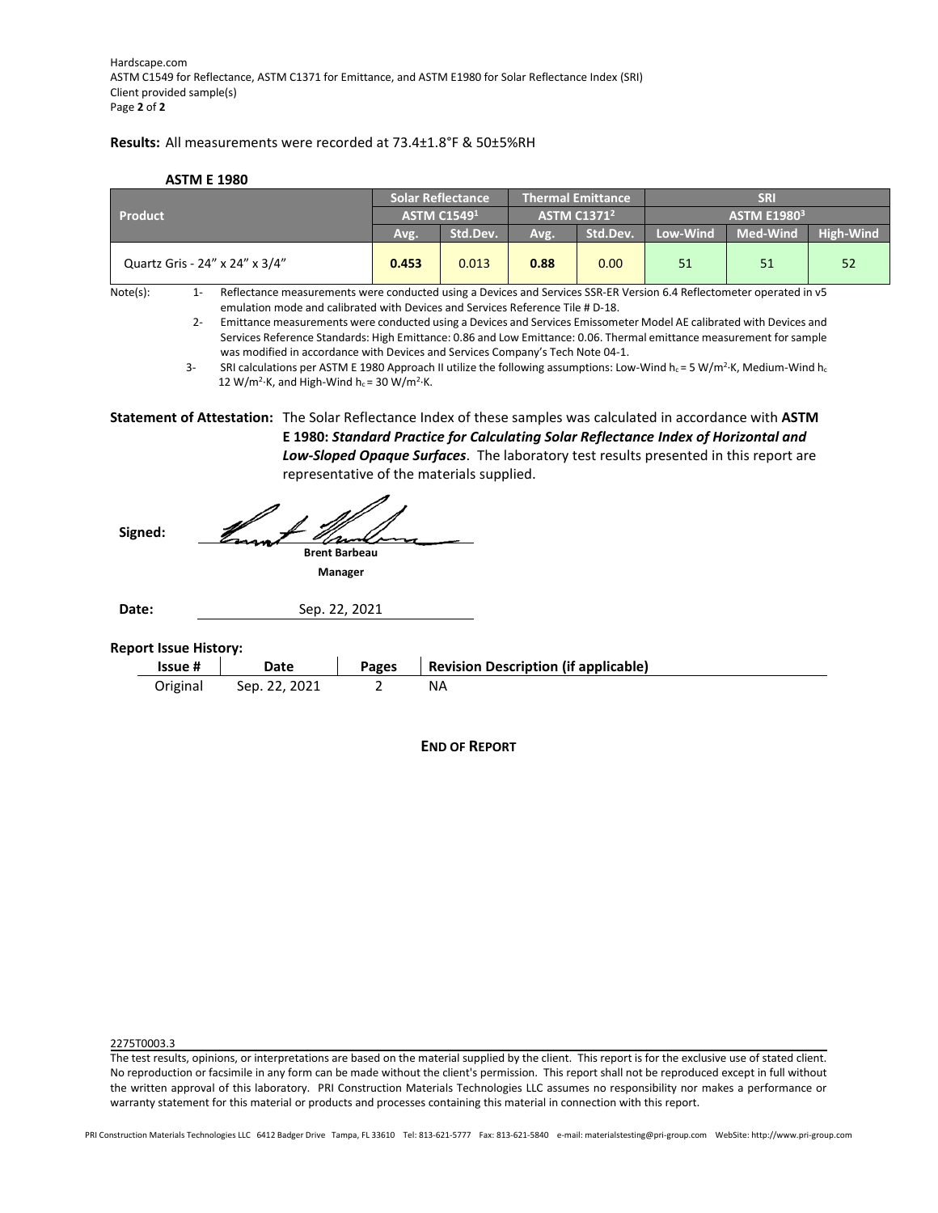Hardscape.com
ASTM C1549 for Reflectance, ASTM C1371 for Emittance, and ASTM E1980 for Solar Reflectance Index (SRI)
Client provided sample(s)

**Results:** All measurements were recorded at 73.4±1.8°F & 50±5%RH

**ASTM E 1980**

| Product | Solar Reflectance ASTM C1549[1] | | Thermal Emittance ASTM C1371[2] | | SRI ASTM E1980[3] | | |
|---|---|---|---|---|---|---|---|
| | Avg. | Std.Dev. | Avg. | Std.Dev. | Low-Wind | Med-Wind | High-Wind |
| Quartz Gris - 24" x 24" x 3/4" | **0.453** | 0.013 | **0.88** | 0.00 | 51 | 51 | 52 |

Note(s):
1- Reflectance measurements were conducted using a Devices and Services SSR-ER Version 6.4 Reflectometer operated in v5 emulation mode and calibrated with Devices and Services Reference Tile # D-18.
2- Emittance measurements were conducted using a Devices and Services Emissometer Model AE calibrated with Devices and Services Reference Standards: High Emittance: 0.86 and Low Emittance: 0.06. Thermal emittance measurement for sample was modified in accordance with Devices and Services Company's Tech Note 04-1.
3- SRI calculations per ASTM E 1980 Approach II utilize the following assumptions: Low-Wind $h_c = 5\ W/m^2 \cdot K$, Medium-Wind $h_c$ $12\ W/m^2 \cdot K$, and High-Wind $h_c = 30\ W/m^2 \cdot K$.

**Statement of Attestation:** The Solar Reflectance Index of these samples was calculated in accordance with **ASTM E 1980:** ***Standard Practice for Calculating Solar Reflectance Index of Horizontal and Low-Sloped Opaque Surfaces***. The laboratory test results presented in this report are representative of the materials supplied.

**Signed:**

**Brent Barbeau**
**Manager**

**Date:** Sep. 22, 2021

**Report Issue History:**

| Issue # | Date | Pages | Revision Description (if applicable) |
|---|---|---|---|
| Original | Sep. 22, 2021 | 2 | NA |

**END OF REPORT**

2275T0003.3

The test results, opinions, or interpretations are based on the material supplied by the client. This report is for the exclusive use of stated client. No reproduction or facsimile in any form can be made without the client's permission. This report shall not be reproduced except in full without the written approval of this laboratory. PRI Construction Materials Technologies LLC assumes no responsibility nor makes a performance or warranty statement for this material or products and processes containing this material in connection with this report.

PRI Construction Materials Technologies LLC 6412 Badger Drive Tampa, FL 33610 Tel: 813-621-5777 Fax: 813-621-5840 e-mail: materialstesting@pri-group.com WebSite: http://www.pri-group.com